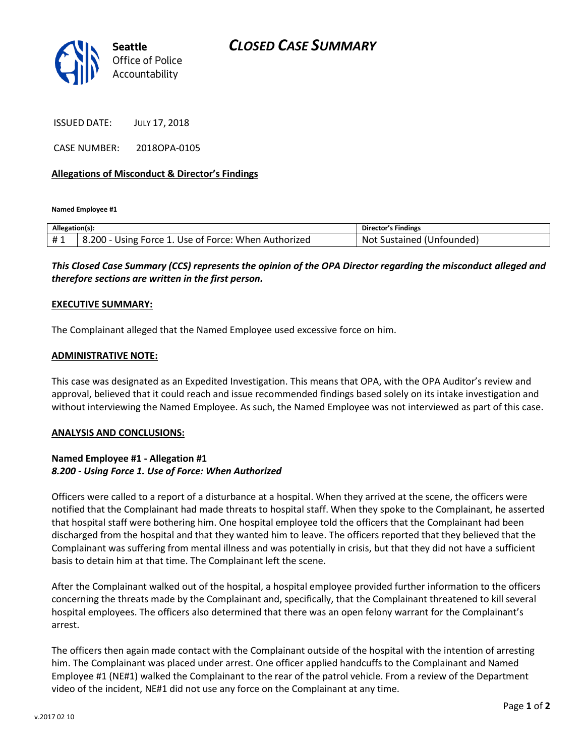Seattle Office of Police Accountability

# CLOSED CASE SUMMARY

ISSUED DATE: JULY 17, 2018

CASE NUMBER: 2018OPA-0105

**Allegations of Misconduct & Director's Findings**

**Named Employee #1**

| Allegation(s): | | Director's Findings |
|---|---|---|
| # 1 | 8.200 - Using Force 1. Use of Force: When Authorized | Not Sustained (Unfounded) |

***This Closed Case Summary (CCS) represents the opinion of the OPA Director regarding the misconduct alleged and therefore sections are written in the first person.***

**EXECUTIVE SUMMARY:**

The Complainant alleged that the Named Employee used excessive force on him.

**ADMINISTRATIVE NOTE:**

This case was designated as an Expedited Investigation. This means that OPA, with the OPA Auditor's review and approval, believed that it could reach and issue recommended findings based solely on its intake investigation and without interviewing the Named Employee. As such, the Named Employee was not interviewed as part of this case.

**ANALYSIS AND CONCLUSIONS:**

**Named Employee #1 - Allegation #1**
***8.200 - Using Force 1. Use of Force: When Authorized***

Officers were called to a report of a disturbance at a hospital. When they arrived at the scene, the officers were notified that the Complainant had made threats to hospital staff. When they spoke to the Complainant, he asserted that hospital staff were bothering him. One hospital employee told the officers that the Complainant had been discharged from the hospital and that they wanted him to leave. The officers reported that they believed that the Complainant was suffering from mental illness and was potentially in crisis, but that they did not have a sufficient basis to detain him at that time. The Complainant left the scene.

After the Complainant walked out of the hospital, a hospital employee provided further information to the officers concerning the threats made by the Complainant and, specifically, that the Complainant threatened to kill several hospital employees. The officers also determined that there was an open felony warrant for the Complainant's arrest.

The officers then again made contact with the Complainant outside of the hospital with the intention of arresting him. The Complainant was placed under arrest. One officer applied handcuffs to the Complainant and Named Employee #1 (NE#1) walked the Complainant to the rear of the patrol vehicle. From a review of the Department video of the incident, NE#1 did not use any force on the Complainant at any time.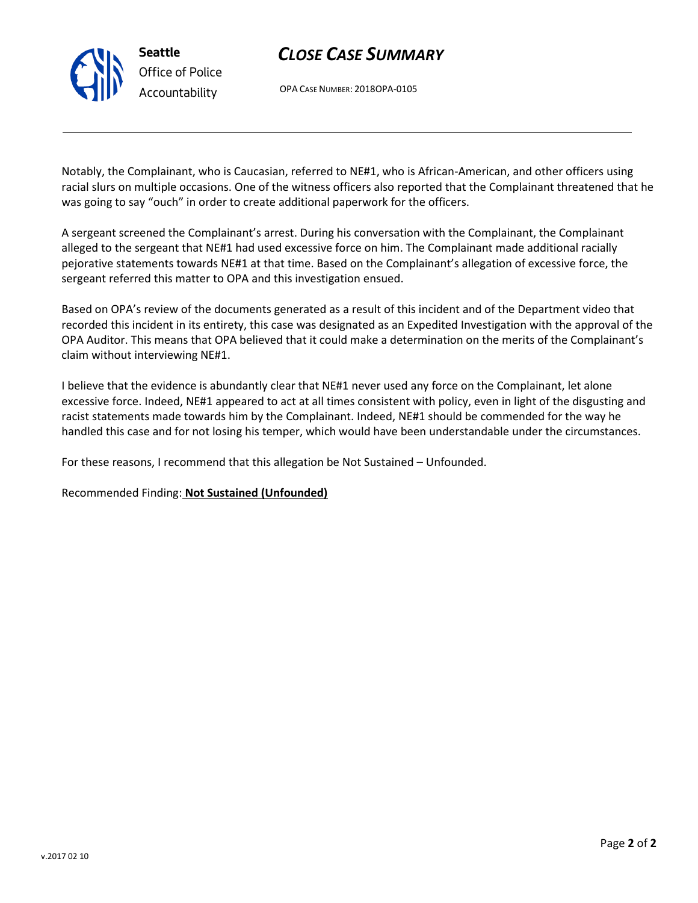Notably, the Complainant, who is Caucasian, referred to NE#1, who is African-American, and other officers using racial slurs on multiple occasions. One of the witness officers also reported that the Complainant threatened that he was going to say "ouch" in order to create additional paperwork for the officers.

A sergeant screened the Complainant's arrest. During his conversation with the Complainant, the Complainant alleged to the sergeant that NE#1 had used excessive force on him. The Complainant made additional racially pejorative statements towards NE#1 at that time. Based on the Complainant's allegation of excessive force, the sergeant referred this matter to OPA and this investigation ensued.

Based on OPA's review of the documents generated as a result of this incident and of the Department video that recorded this incident in its entirety, this case was designated as an Expedited Investigation with the approval of the OPA Auditor. This means that OPA believed that it could make a determination on the merits of the Complainant's claim without interviewing NE#1.

I believe that the evidence is abundantly clear that NE#1 never used any force on the Complainant, let alone excessive force. Indeed, NE#1 appeared to act at all times consistent with policy, even in light of the disgusting and racist statements made towards him by the Complainant. Indeed, NE#1 should be commended for the way he handled this case and for not losing his temper, which would have been understandable under the circumstances.

For these reasons, I recommend that this allegation be Not Sustained – Unfounded.

Recommended Finding: **Not Sustained (Unfounded)**